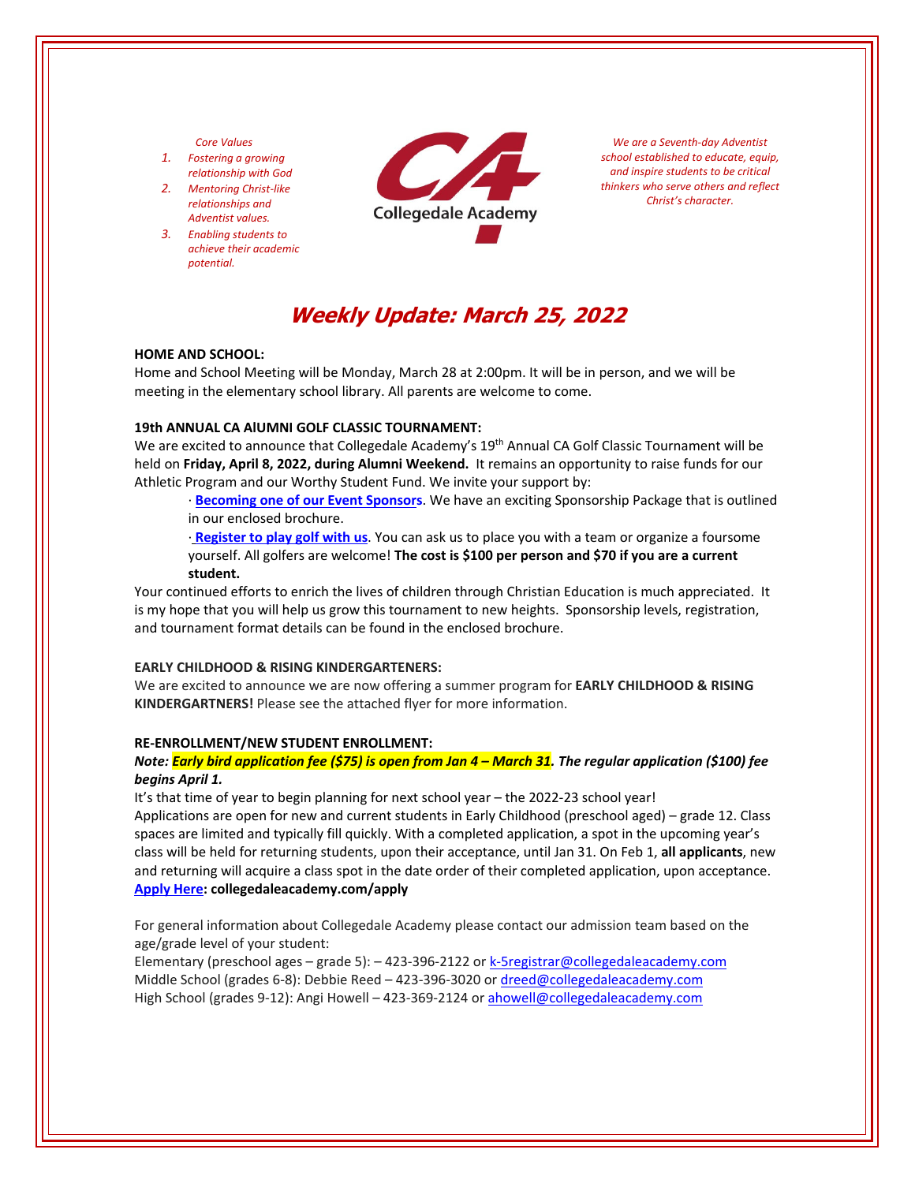*Core Values*

1. *Fostering a growing relationship with God*
2. *Mentoring Christ-like relationships and Adventist values.*
3. *Enabling students to achieve their academic potential.*

Collegedale Academy

*We are a Seventh-day Adventist school established to educate, equip, and inspire students to be critical thinkers who serve others and reflect Christ's character.*

# Weekly Update: March 25, 2022

**HOME AND SCHOOL:**

Home and School Meeting will be Monday, March 28 at 2:00pm. It will be in person, and we will be meeting in the elementary school library. All parents are welcome to come.

**19th ANNUAL CA AlUMNI GOLF CLASSIC TOURNAMENT:**

We are excited to announce that Collegedale Academy's 19th Annual CA Golf Classic Tournament will be held on **Friday, April 8, 2022, during Alumni Weekend.** It remains an opportunity to raise funds for our Athletic Program and our Worthy Student Fund. We invite your support by:

· **Becoming one of our Event Sponsors**. We have an exciting Sponsorship Package that is outlined in our enclosed brochure.

· **Register to play golf with us**. You can ask us to place you with a team or organize a foursome yourself. All golfers are welcome! **The cost is $100 per person and $70 if you are a current student.**

Your continued efforts to enrich the lives of children through Christian Education is much appreciated. It is my hope that you will help us grow this tournament to new heights. Sponsorship levels, registration, and tournament format details can be found in the enclosed brochure.

**EARLY CHILDHOOD & RISING KINDERGARTENERS:**

We are excited to announce we are now offering a summer program for **EARLY CHILDHOOD & RISING KINDERGARTNERS!** Please see the attached flyer for more information.

**RE-ENROLLMENT/NEW STUDENT ENROLLMENT:**

***Note: Early bird application fee ($75) is open from Jan 4 – March 31. The regular application ($100) fee begins April 1.***

It's that time of year to begin planning for next school year – the 2022-23 school year!

Applications are open for new and current students in Early Childhood (preschool aged) – grade 12. Class spaces are limited and typically fill quickly. With a completed application, a spot in the upcoming year's class will be held for returning students, upon their acceptance, until Jan 31. On Feb 1, **all applicants**, new and returning will acquire a class spot in the date order of their completed application, upon acceptance.

**Apply Here: collegedaleacademy.com/apply**

For general information about Collegedale Academy please contact our admission team based on the age/grade level of your student:

Elementary (preschool ages – grade 5): – 423-396-2122 or k-5registrar@collegedaleacademy.com
Middle School (grades 6-8): Debbie Reed – 423-396-3020 or dreed@collegedaleacademy.com
High School (grades 9-12): Angi Howell – 423-369-2124 or ahowell@collegedaleacademy.com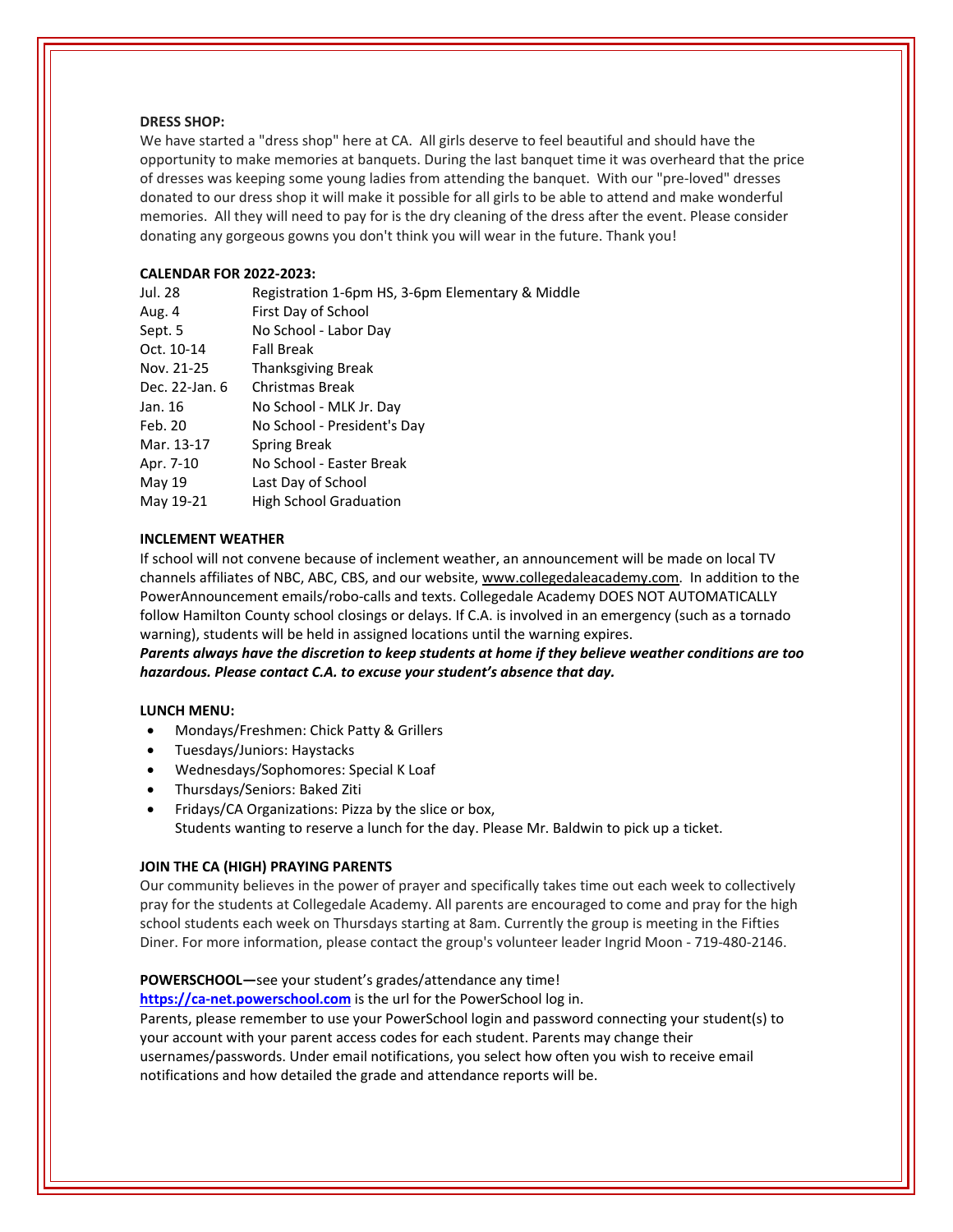**DRESS SHOP:**

We have started a "dress shop" here at CA. All girls deserve to feel beautiful and should have the opportunity to make memories at banquets. During the last banquet time it was overheard that the price of dresses was keeping some young ladies from attending the banquet. With our "pre-loved" dresses donated to our dress shop it will make it possible for all girls to be able to attend and make wonderful memories. All they will need to pay for is the dry cleaning of the dress after the event. Please consider donating any gorgeous gowns you don't think you will wear in the future. Thank you!

**CALENDAR FOR 2022-2023:**

| | |
|---|---|
| Jul. 28 | Registration 1-6pm HS, 3-6pm Elementary & Middle |
| Aug. 4 | First Day of School |
| Sept. 5 | No School - Labor Day |
| Oct. 10-14 | Fall Break |
| Nov. 21-25 | Thanksgiving Break |
| Dec. 22-Jan. 6 | Christmas Break |
| Jan. 16 | No School - MLK Jr. Day |
| Feb. 20 | No School - President's Day |
| Mar. 13-17 | Spring Break |
| Apr. 7-10 | No School - Easter Break |
| May 19 | Last Day of School |
| May 19-21 | High School Graduation |

**INCLEMENT WEATHER**

If school will not convene because of inclement weather, an announcement will be made on local TV channels affiliates of NBC, ABC, CBS, and our website, www.collegedaleacademy.com. In addition to the PowerAnnouncement emails/robo-calls and texts. Collegedale Academy DOES NOT AUTOMATICALLY follow Hamilton County school closings or delays. If C.A. is involved in an emergency (such as a tornado warning), students will be held in assigned locations until the warning expires.

***Parents always have the discretion to keep students at home if they believe weather conditions are too hazardous. Please contact C.A. to excuse your student's absence that day.***

**LUNCH MENU:**

- Mondays/Freshmen: Chick Patty & Grillers
- Tuesdays/Juniors: Haystacks
- Wednesdays/Sophomores: Special K Loaf
- Thursdays/Seniors: Baked Ziti
- Fridays/CA Organizations: Pizza by the slice or box,
  Students wanting to reserve a lunch for the day. Please Mr. Baldwin to pick up a ticket.

**JOIN THE CA (HIGH) PRAYING PARENTS**

Our community believes in the power of prayer and specifically takes time out each week to collectively pray for the students at Collegedale Academy. All parents are encouraged to come and pray for the high school students each week on Thursdays starting at 8am. Currently the group is meeting in the Fifties Diner. For more information, please contact the group's volunteer leader Ingrid Moon - 719-480-2146.

**POWERSCHOOL—**see your student's grades/attendance any time!

**https://ca-net.powerschool.com** is the url for the PowerSchool log in.

Parents, please remember to use your PowerSchool login and password connecting your student(s) to your account with your parent access codes for each student. Parents may change their usernames/passwords. Under email notifications, you select how often you wish to receive email notifications and how detailed the grade and attendance reports will be.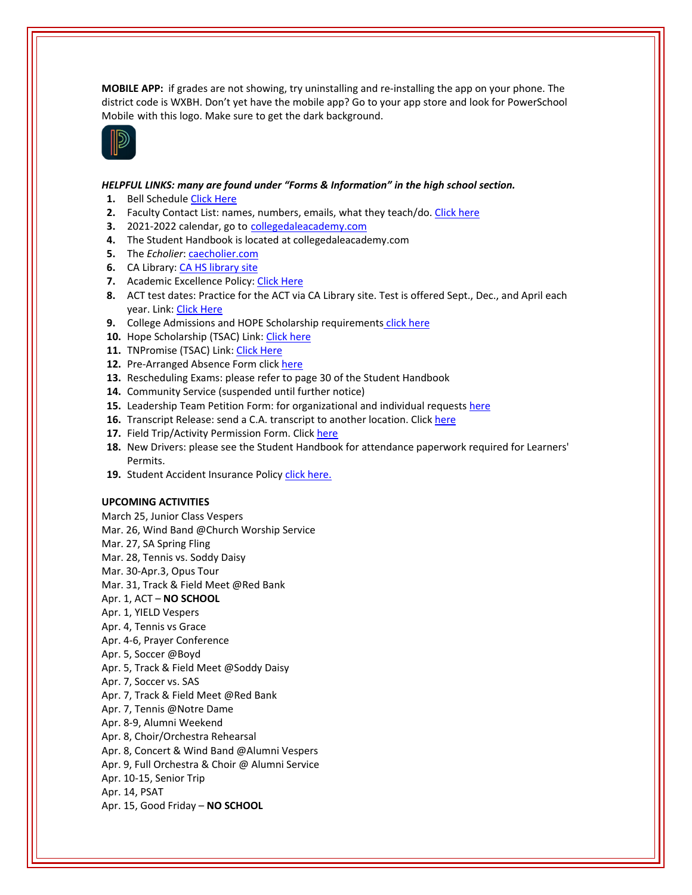**MOBILE APP:** if grades are not showing, try uninstalling and re-installing the app on your phone. The district code is WXBH. Don't yet have the mobile app? Go to your app store and look for PowerSchool Mobile with this logo. Make sure to get the dark background.

***HELPFUL LINKS: many are found under "Forms & Information" in the high school section.***

1. Bell Schedule Click Here
2. Faculty Contact List: names, numbers, emails, what they teach/do. Click here
3. 2021-2022 calendar, go to collegedaleacademy.com
4. The Student Handbook is located at collegedaleacademy.com
5. The *Echolier*: caecholier.com
6. CA Library: CA HS library site
7. Academic Excellence Policy: Click Here
8. ACT test dates: Practice for the ACT via CA Library site. Test is offered Sept., Dec., and April each year. Link: Click Here
9. College Admissions and HOPE Scholarship requirements click here
10. Hope Scholarship (TSAC) Link: Click here
11. TNPromise (TSAC) Link: Click Here
12. Pre-Arranged Absence Form click here
13. Rescheduling Exams: please refer to page 30 of the Student Handbook
14. Community Service (suspended until further notice)
15. Leadership Team Petition Form: for organizational and individual requests here
16. Transcript Release: send a C.A. transcript to another location. Click here
17. Field Trip/Activity Permission Form. Click here
18. New Drivers: please see the Student Handbook for attendance paperwork required for Learners' Permits.
19. Student Accident Insurance Policy click here.

**UPCOMING ACTIVITIES**

March 25, Junior Class Vespers
Mar. 26, Wind Band @Church Worship Service
Mar. 27, SA Spring Fling
Mar. 28, Tennis vs. Soddy Daisy
Mar. 30-Apr.3, Opus Tour
Mar. 31, Track & Field Meet @Red Bank
Apr. 1, ACT – **NO SCHOOL**
Apr. 1, YIELD Vespers
Apr. 4, Tennis vs Grace
Apr. 4-6, Prayer Conference
Apr. 5, Soccer @Boyd
Apr. 5, Track & Field Meet @Soddy Daisy
Apr. 7, Soccer vs. SAS
Apr. 7, Track & Field Meet @Red Bank
Apr. 7, Tennis @Notre Dame
Apr. 8-9, Alumni Weekend
Apr. 8, Choir/Orchestra Rehearsal
Apr. 8, Concert & Wind Band @Alumni Vespers
Apr. 9, Full Orchestra & Choir @ Alumni Service
Apr. 10-15, Senior Trip
Apr. 14, PSAT
Apr. 15, Good Friday – **NO SCHOOL**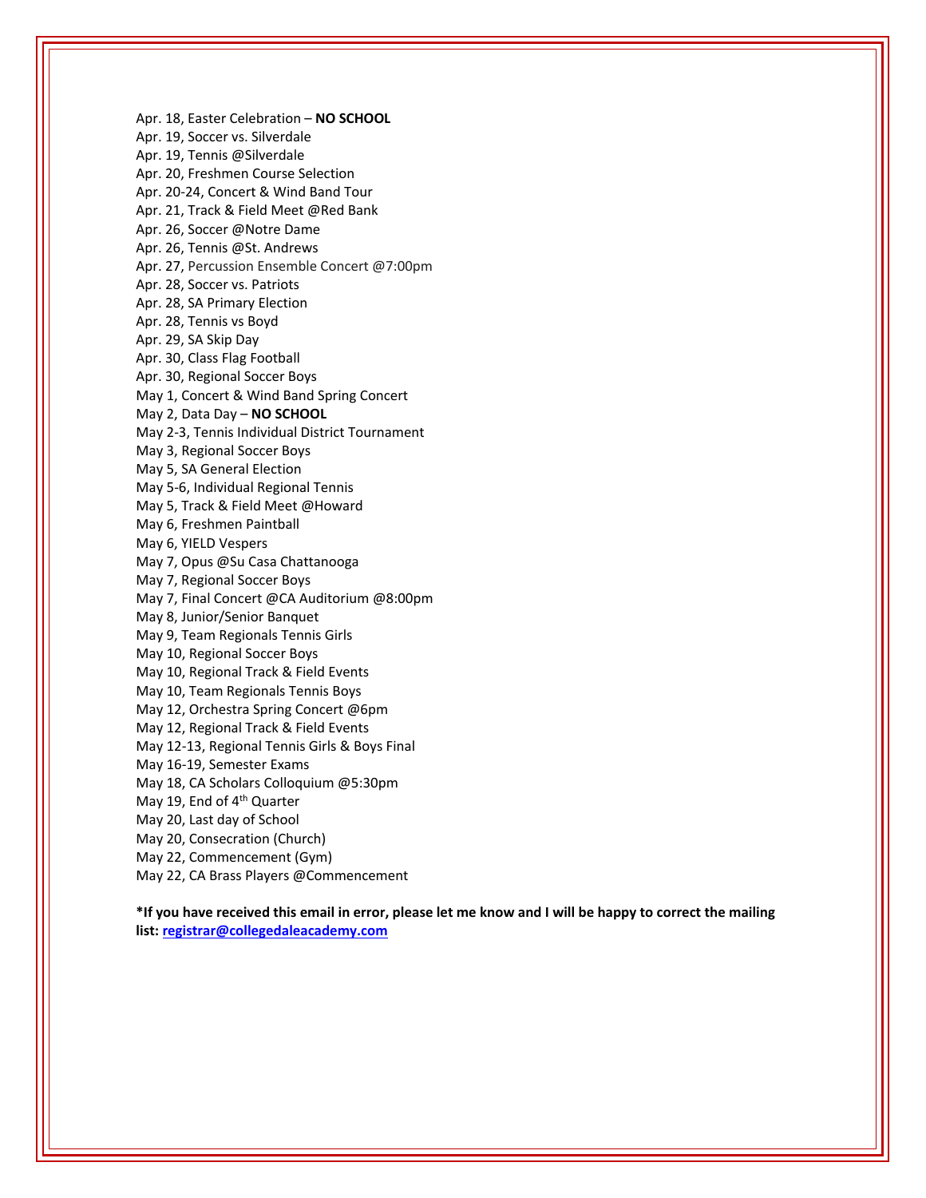Apr. 18, Easter Celebration – **NO SCHOOL**
Apr. 19, Soccer vs. Silverdale
Apr. 19, Tennis @Silverdale
Apr. 20, Freshmen Course Selection
Apr. 20-24, Concert & Wind Band Tour
Apr. 21, Track & Field Meet @Red Bank
Apr. 26, Soccer @Notre Dame
Apr. 26, Tennis @St. Andrews
Apr. 27, Percussion Ensemble Concert @7:00pm
Apr. 28, Soccer vs. Patriots
Apr. 28, SA Primary Election
Apr. 28, Tennis vs Boyd
Apr. 29, SA Skip Day
Apr. 30, Class Flag Football
Apr. 30, Regional Soccer Boys
May 1, Concert & Wind Band Spring Concert
May 2, Data Day – **NO SCHOOL**
May 2-3, Tennis Individual District Tournament
May 3, Regional Soccer Boys
May 5, SA General Election
May 5-6, Individual Regional Tennis
May 5, Track & Field Meet @Howard
May 6, Freshmen Paintball
May 6, YIELD Vespers
May 7, Opus @Su Casa Chattanooga
May 7, Regional Soccer Boys
May 7, Final Concert @CA Auditorium @8:00pm
May 8, Junior/Senior Banquet
May 9, Team Regionals Tennis Girls
May 10, Regional Soccer Boys
May 10, Regional Track & Field Events
May 10, Team Regionals Tennis Boys
May 12, Orchestra Spring Concert @6pm
May 12, Regional Track & Field Events
May 12-13, Regional Tennis Girls & Boys Final
May 16-19, Semester Exams
May 18, CA Scholars Colloquium @5:30pm
May 19, End of $4^{th}$ Quarter
May 20, Last day of School
May 20, Consecration (Church)
May 22, Commencement (Gym)
May 22, CA Brass Players @Commencement

**\*If you have received this email in error, please let me know and I will be happy to correct the mailing list: [registrar@collegedaleacademy.com](mailto:registrar@collegedaleacademy.com)**